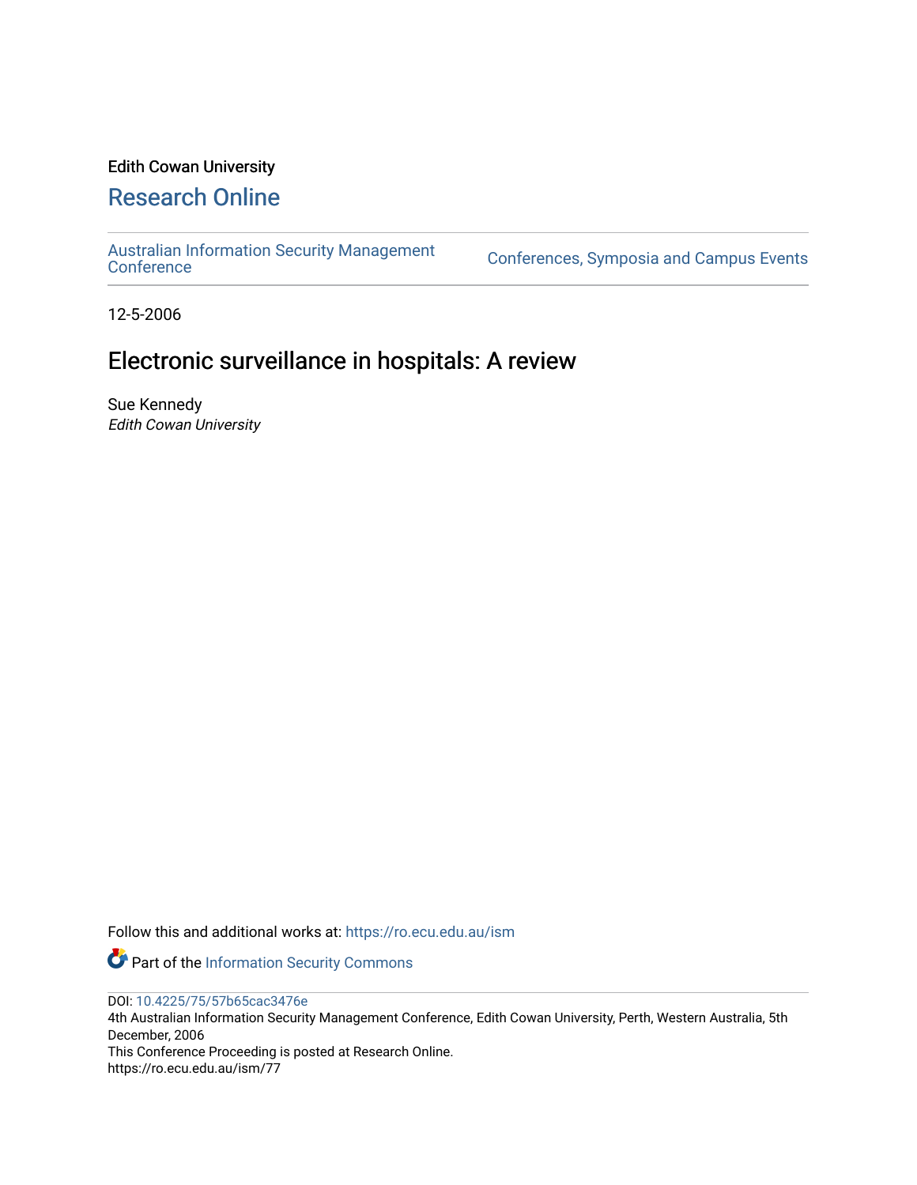Edith Cowan University

# Research Online

Australian Information Security Management Conference | Conferences, Symposia and Campus Events

12-5-2006

# Electronic surveillance in hospitals: A review

Sue Kennedy
*Edith Cowan University*

Follow this and additional works at: https://ro.ecu.edu.au/ism

Part of the Information Security Commons

DOI: 10.4225/75/57b65cac3476e
4th Australian Information Security Management Conference, Edith Cowan University, Perth, Western Australia, 5th December, 2006
This Conference Proceeding is posted at Research Online.
https://ro.ecu.edu.au/ism/77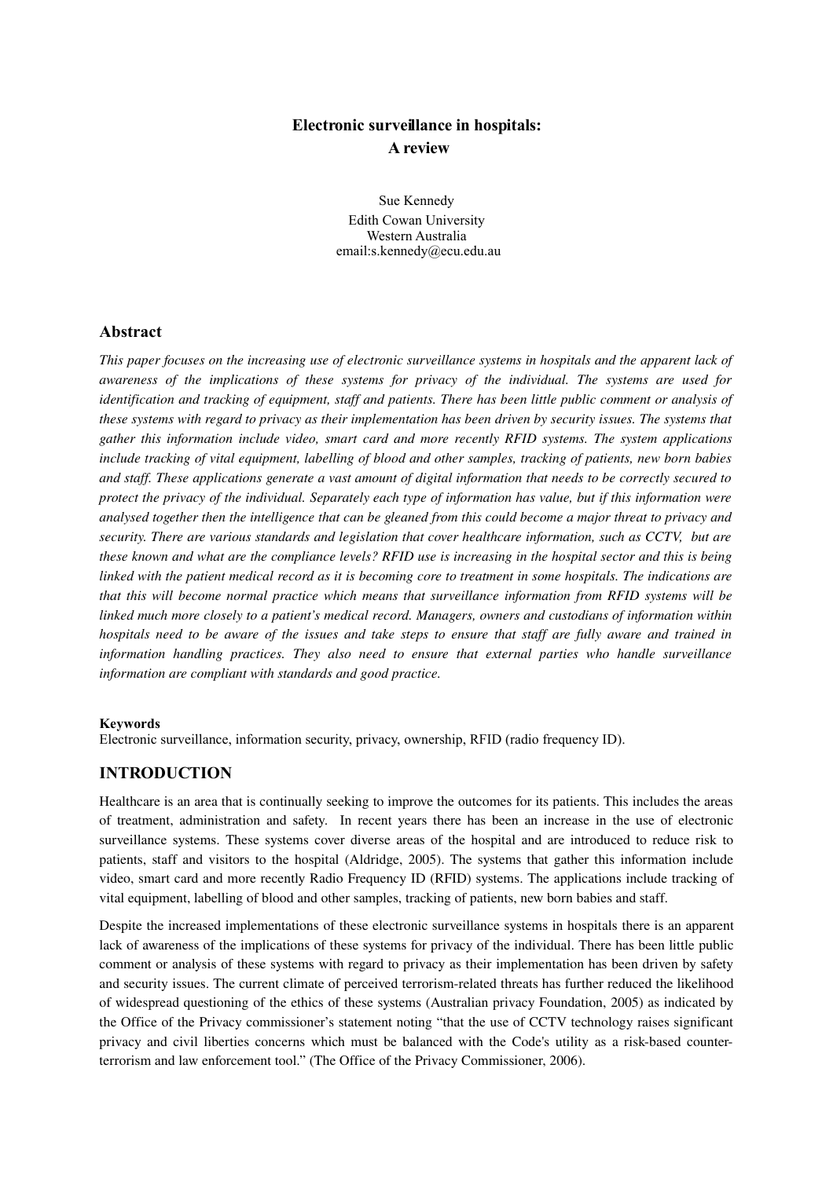# Electronic surveillance in hospitals: A review

Sue Kennedy
Edith Cowan University
Western Australia
email:s.kennedy@ecu.edu.au

## Abstract

*This paper focuses on the increasing use of electronic surveillance systems in hospitals and the apparent lack of awareness of the implications of these systems for privacy of the individual. The systems are used for identification and tracking of equipment, staff and patients. There has been little public comment or analysis of these systems with regard to privacy as their implementation has been driven by security issues. The systems that gather this information include video, smart card and more recently RFID systems. The system applications include tracking of vital equipment, labelling of blood and other samples, tracking of patients, new born babies and staff. These applications generate a vast amount of digital information that needs to be correctly secured to protect the privacy of the individual. Separately each type of information has value, but if this information were analysed together then the intelligence that can be gleaned from this could become a major threat to privacy and security. There are various standards and legislation that cover healthcare information, such as CCTV, but are these known and what are the compliance levels? RFID use is increasing in the hospital sector and this is being linked with the patient medical record as it is becoming core to treatment in some hospitals. The indications are that this will become normal practice which means that surveillance information from RFID systems will be linked much more closely to a patient's medical record. Managers, owners and custodians of information within hospitals need to be aware of the issues and take steps to ensure that staff are fully aware and trained in information handling practices. They also need to ensure that external parties who handle surveillance information are compliant with standards and good practice.*

**Keywords**

Electronic surveillance, information security, privacy, ownership, RFID (radio frequency ID).

## INTRODUCTION

Healthcare is an area that is continually seeking to improve the outcomes for its patients. This includes the areas of treatment, administration and safety. In recent years there has been an increase in the use of electronic surveillance systems. These systems cover diverse areas of the hospital and are introduced to reduce risk to patients, staff and visitors to the hospital (Aldridge, 2005). The systems that gather this information include video, smart card and more recently Radio Frequency ID (RFID) systems. The applications include tracking of vital equipment, labelling of blood and other samples, tracking of patients, new born babies and staff.

Despite the increased implementations of these electronic surveillance systems in hospitals there is an apparent lack of awareness of the implications of these systems for privacy of the individual. There has been little public comment or analysis of these systems with regard to privacy as their implementation has been driven by safety and security issues. The current climate of perceived terrorism-related threats has further reduced the likelihood of widespread questioning of the ethics of these systems (Australian privacy Foundation, 2005) as indicated by the Office of the Privacy commissioner's statement noting "that the use of CCTV technology raises significant privacy and civil liberties concerns which must be balanced with the Code's utility as a risk-based counter-terrorism and law enforcement tool." (The Office of the Privacy Commissioner, 2006).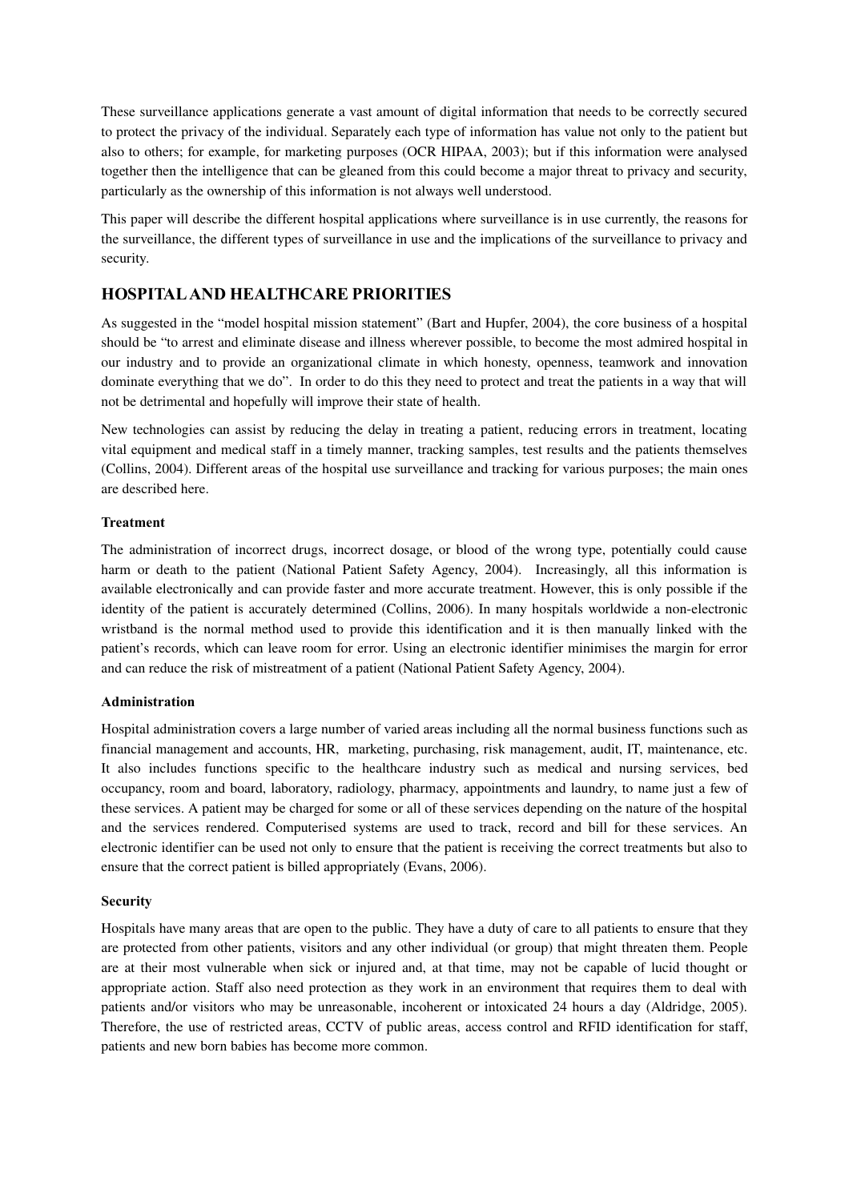These surveillance applications generate a vast amount of digital information that needs to be correctly secured to protect the privacy of the individual. Separately each type of information has value not only to the patient but also to others; for example, for marketing purposes (OCR HIPAA, 2003); but if this information were analysed together then the intelligence that can be gleaned from this could become a major threat to privacy and security, particularly as the ownership of this information is not always well understood.

This paper will describe the different hospital applications where surveillance is in use currently, the reasons for the surveillance, the different types of surveillance in use and the implications of the surveillance to privacy and security.

## HOSPITAL AND HEALTHCARE PRIORITIES

As suggested in the "model hospital mission statement" (Bart and Hupfer, 2004), the core business of a hospital should be "to arrest and eliminate disease and illness wherever possible, to become the most admired hospital in our industry and to provide an organizational climate in which honesty, openness, teamwork and innovation dominate everything that we do". In order to do this they need to protect and treat the patients in a way that will not be detrimental and hopefully will improve their state of health.

New technologies can assist by reducing the delay in treating a patient, reducing errors in treatment, locating vital equipment and medical staff in a timely manner, tracking samples, test results and the patients themselves (Collins, 2004). Different areas of the hospital use surveillance and tracking for various purposes; the main ones are described here.

### Treatment

The administration of incorrect drugs, incorrect dosage, or blood of the wrong type, potentially could cause harm or death to the patient (National Patient Safety Agency, 2004). Increasingly, all this information is available electronically and can provide faster and more accurate treatment. However, this is only possible if the identity of the patient is accurately determined (Collins, 2006). In many hospitals worldwide a non-electronic wristband is the normal method used to provide this identification and it is then manually linked with the patient's records, which can leave room for error. Using an electronic identifier minimises the margin for error and can reduce the risk of mistreatment of a patient (National Patient Safety Agency, 2004).

### Administration

Hospital administration covers a large number of varied areas including all the normal business functions such as financial management and accounts, HR, marketing, purchasing, risk management, audit, IT, maintenance, etc. It also includes functions specific to the healthcare industry such as medical and nursing services, bed occupancy, room and board, laboratory, radiology, pharmacy, appointments and laundry, to name just a few of these services. A patient may be charged for some or all of these services depending on the nature of the hospital and the services rendered. Computerised systems are used to track, record and bill for these services. An electronic identifier can be used not only to ensure that the patient is receiving the correct treatments but also to ensure that the correct patient is billed appropriately (Evans, 2006).

### Security

Hospitals have many areas that are open to the public. They have a duty of care to all patients to ensure that they are protected from other patients, visitors and any other individual (or group) that might threaten them. People are at their most vulnerable when sick or injured and, at that time, may not be capable of lucid thought or appropriate action. Staff also need protection as they work in an environment that requires them to deal with patients and/or visitors who may be unreasonable, incoherent or intoxicated 24 hours a day (Aldridge, 2005). Therefore, the use of restricted areas, CCTV of public areas, access control and RFID identification for staff, patients and new born babies has become more common.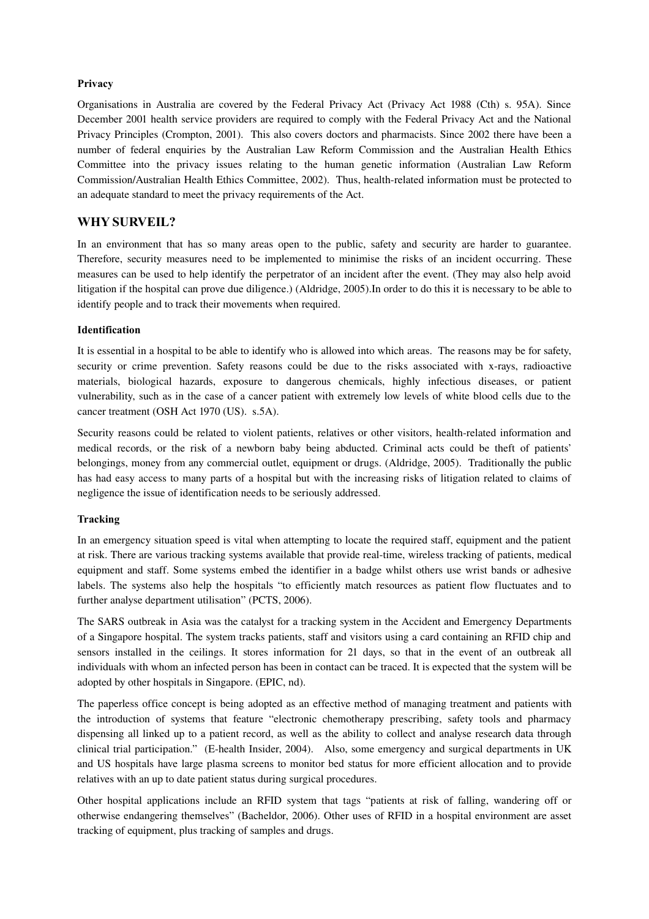**Privacy**

Organisations in Australia are covered by the Federal Privacy Act (Privacy Act 1988 (Cth) s. 95A). Since December 2001 health service providers are required to comply with the Federal Privacy Act and the National Privacy Principles (Crompton, 2001). This also covers doctors and pharmacists. Since 2002 there have been a number of federal enquiries by the Australian Law Reform Commission and the Australian Health Ethics Committee into the privacy issues relating to the human genetic information (Australian Law Reform Commission/Australian Health Ethics Committee, 2002). Thus, health-related information must be protected to an adequate standard to meet the privacy requirements of the Act.

## WHY SURVEIL?

In an environment that has so many areas open to the public, safety and security are harder to guarantee. Therefore, security measures need to be implemented to minimise the risks of an incident occurring. These measures can be used to help identify the perpetrator of an incident after the event. (They may also help avoid litigation if the hospital can prove due diligence.) (Aldridge, 2005).In order to do this it is necessary to be able to identify people and to track their movements when required.

**Identification**

It is essential in a hospital to be able to identify who is allowed into which areas. The reasons may be for safety, security or crime prevention. Safety reasons could be due to the risks associated with x-rays, radioactive materials, biological hazards, exposure to dangerous chemicals, highly infectious diseases, or patient vulnerability, such as in the case of a cancer patient with extremely low levels of white blood cells due to the cancer treatment (OSH Act 1970 (US). s.5A).

Security reasons could be related to violent patients, relatives or other visitors, health-related information and medical records, or the risk of a newborn baby being abducted. Criminal acts could be theft of patients' belongings, money from any commercial outlet, equipment or drugs. (Aldridge, 2005). Traditionally the public has had easy access to many parts of a hospital but with the increasing risks of litigation related to claims of negligence the issue of identification needs to be seriously addressed.

**Tracking**

In an emergency situation speed is vital when attempting to locate the required staff, equipment and the patient at risk. There are various tracking systems available that provide real-time, wireless tracking of patients, medical equipment and staff. Some systems embed the identifier in a badge whilst others use wrist bands or adhesive labels. The systems also help the hospitals "to efficiently match resources as patient flow fluctuates and to further analyse department utilisation" (PCTS, 2006).

The SARS outbreak in Asia was the catalyst for a tracking system in the Accident and Emergency Departments of a Singapore hospital. The system tracks patients, staff and visitors using a card containing an RFID chip and sensors installed in the ceilings. It stores information for 21 days, so that in the event of an outbreak all individuals with whom an infected person has been in contact can be traced. It is expected that the system will be adopted by other hospitals in Singapore. (EPIC, nd).

The paperless office concept is being adopted as an effective method of managing treatment and patients with the introduction of systems that feature "electronic chemotherapy prescribing, safety tools and pharmacy dispensing all linked up to a patient record, as well as the ability to collect and analyse research data through clinical trial participation." (E-health Insider, 2004). Also, some emergency and surgical departments in UK and US hospitals have large plasma screens to monitor bed status for more efficient allocation and to provide relatives with an up to date patient status during surgical procedures.

Other hospital applications include an RFID system that tags "patients at risk of falling, wandering off or otherwise endangering themselves" (Bacheldor, 2006). Other uses of RFID in a hospital environment are asset tracking of equipment, plus tracking of samples and drugs.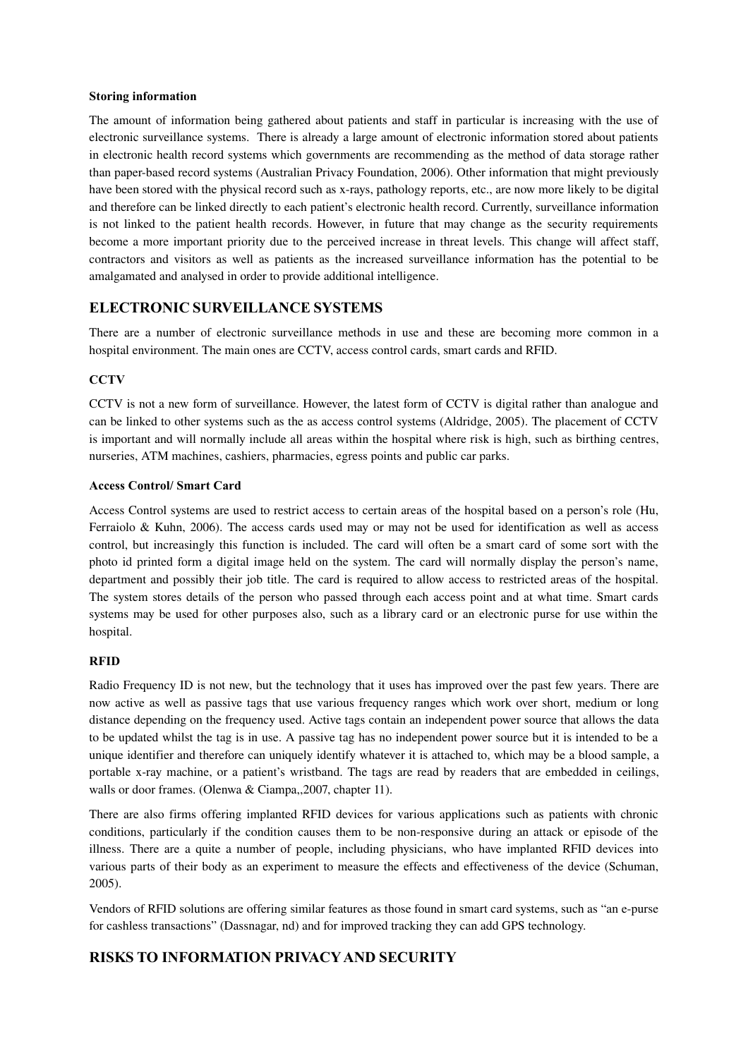### Storing information

The amount of information being gathered about patients and staff in particular is increasing with the use of electronic surveillance systems. There is already a large amount of electronic information stored about patients in electronic health record systems which governments are recommending as the method of data storage rather than paper-based record systems (Australian Privacy Foundation, 2006). Other information that might previously have been stored with the physical record such as x-rays, pathology reports, etc., are now more likely to be digital and therefore can be linked directly to each patient's electronic health record. Currently, surveillance information is not linked to the patient health records. However, in future that may change as the security requirements become a more important priority due to the perceived increase in threat levels. This change will affect staff, contractors and visitors as well as patients as the increased surveillance information has the potential to be amalgamated and analysed in order to provide additional intelligence.

## ELECTRONIC SURVEILLANCE SYSTEMS

There are a number of electronic surveillance methods in use and these are becoming more common in a hospital environment. The main ones are CCTV, access control cards, smart cards and RFID.

### CCTV

CCTV is not a new form of surveillance. However, the latest form of CCTV is digital rather than analogue and can be linked to other systems such as the as access control systems (Aldridge, 2005). The placement of CCTV is important and will normally include all areas within the hospital where risk is high, such as birthing centres, nurseries, ATM machines, cashiers, pharmacies, egress points and public car parks.

### Access Control/ Smart Card

Access Control systems are used to restrict access to certain areas of the hospital based on a person's role (Hu, Ferraiolo & Kuhn, 2006). The access cards used may or may not be used for identification as well as access control, but increasingly this function is included. The card will often be a smart card of some sort with the photo id printed form a digital image held on the system. The card will normally display the person's name, department and possibly their job title. The card is required to allow access to restricted areas of the hospital. The system stores details of the person who passed through each access point and at what time. Smart cards systems may be used for other purposes also, such as a library card or an electronic purse for use within the hospital.

### RFID

Radio Frequency ID is not new, but the technology that it uses has improved over the past few years. There are now active as well as passive tags that use various frequency ranges which work over short, medium or long distance depending on the frequency used. Active tags contain an independent power source that allows the data to be updated whilst the tag is in use. A passive tag has no independent power source but it is intended to be a unique identifier and therefore can uniquely identify whatever it is attached to, which may be a blood sample, a portable x-ray machine, or a patient's wristband. The tags are read by readers that are embedded in ceilings, walls or door frames. (Olenwa & Ciampa,,2007, chapter 11).

There are also firms offering implanted RFID devices for various applications such as patients with chronic conditions, particularly if the condition causes them to be non-responsive during an attack or episode of the illness. There are a quite a number of people, including physicians, who have implanted RFID devices into various parts of their body as an experiment to measure the effects and effectiveness of the device (Schuman, 2005).

Vendors of RFID solutions are offering similar features as those found in smart card systems, such as "an e-purse for cashless transactions" (Dassnagar, nd) and for improved tracking they can add GPS technology.

## RISKS TO INFORMATION PRIVACY AND SECURITY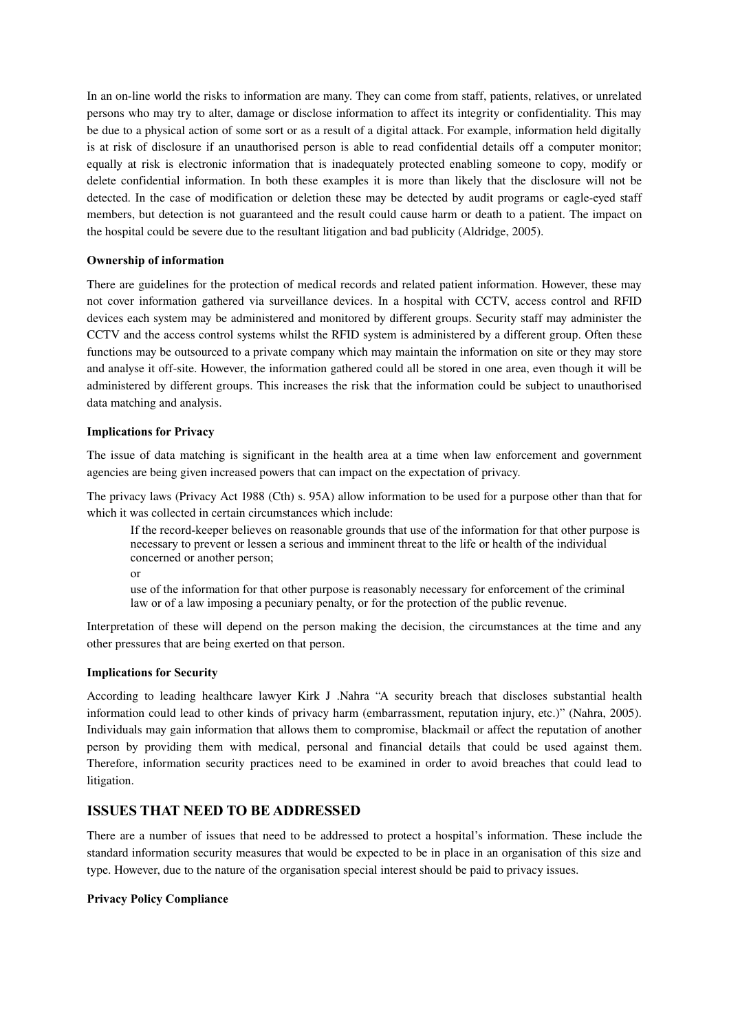In an on-line world the risks to information are many. They can come from staff, patients, relatives, or unrelated persons who may try to alter, damage or disclose information to affect its integrity or confidentiality. This may be due to a physical action of some sort or as a result of a digital attack. For example, information held digitally is at risk of disclosure if an unauthorised person is able to read confidential details off a computer monitor; equally at risk is electronic information that is inadequately protected enabling someone to copy, modify or delete confidential information. In both these examples it is more than likely that the disclosure will not be detected. In the case of modification or deletion these may be detected by audit programs or eagle-eyed staff members, but detection is not guaranteed and the result could cause harm or death to a patient. The impact on the hospital could be severe due to the resultant litigation and bad publicity (Aldridge, 2005).

**Ownership of information**

There are guidelines for the protection of medical records and related patient information. However, these may not cover information gathered via surveillance devices. In a hospital with CCTV, access control and RFID devices each system may be administered and monitored by different groups. Security staff may administer the CCTV and the access control systems whilst the RFID system is administered by a different group. Often these functions may be outsourced to a private company which may maintain the information on site or they may store and analyse it off-site. However, the information gathered could all be stored in one area, even though it will be administered by different groups. This increases the risk that the information could be subject to unauthorised data matching and analysis.

**Implications for Privacy**

The issue of data matching is significant in the health area at a time when law enforcement and government agencies are being given increased powers that can impact on the expectation of privacy.

The privacy laws (Privacy Act 1988 (Cth) s. 95A) allow information to be used for a purpose other than that for which it was collected in certain circumstances which include:

> If the record-keeper believes on reasonable grounds that use of the information for that other purpose is necessary to prevent or lessen a serious and imminent threat to the life or health of the individual concerned or another person;
>
> or
>
> use of the information for that other purpose is reasonably necessary for enforcement of the criminal law or of a law imposing a pecuniary penalty, or for the protection of the public revenue.

Interpretation of these will depend on the person making the decision, the circumstances at the time and any other pressures that are being exerted on that person.

**Implications for Security**

According to leading healthcare lawyer Kirk J .Nahra "A security breach that discloses substantial health information could lead to other kinds of privacy harm (embarrassment, reputation injury, etc.)" (Nahra, 2005). Individuals may gain information that allows them to compromise, blackmail or affect the reputation of another person by providing them with medical, personal and financial details that could be used against them. Therefore, information security practices need to be examined in order to avoid breaches that could lead to litigation.

## ISSUES THAT NEED TO BE ADDRESSED

There are a number of issues that need to be addressed to protect a hospital's information. These include the standard information security measures that would be expected to be in place in an organisation of this size and type. However, due to the nature of the organisation special interest should be paid to privacy issues.

**Privacy Policy Compliance**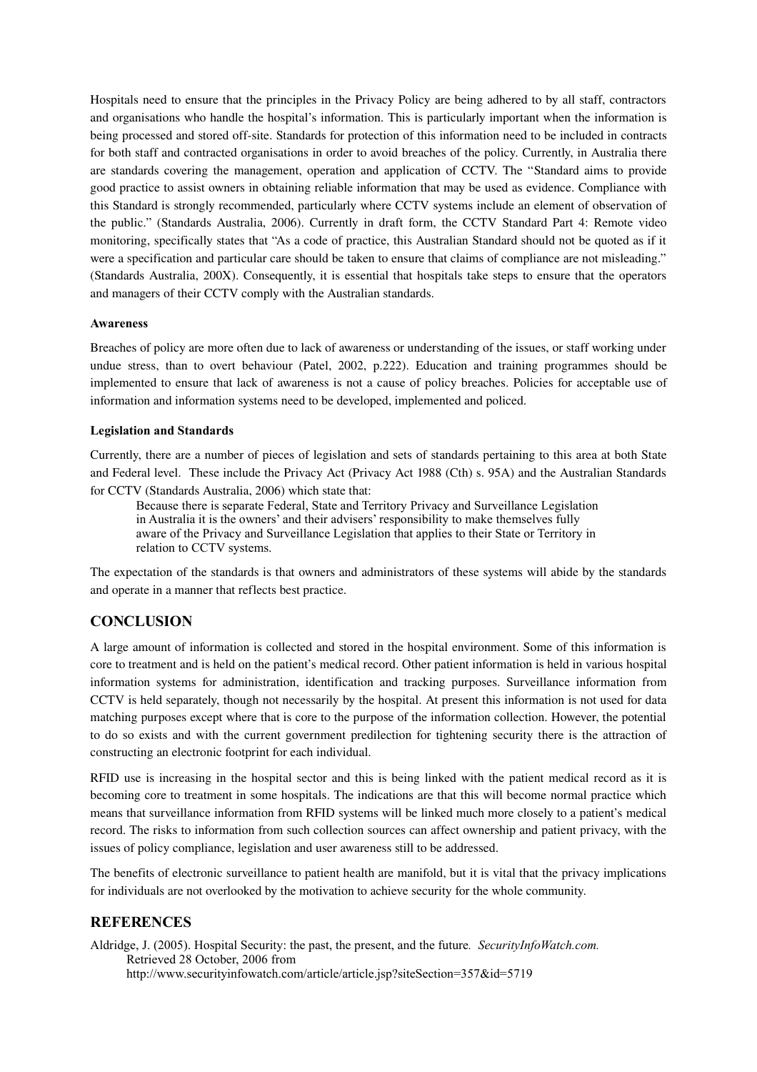Hospitals need to ensure that the principles in the Privacy Policy are being adhered to by all staff, contractors and organisations who handle the hospital's information. This is particularly important when the information is being processed and stored off-site. Standards for protection of this information need to be included in contracts for both staff and contracted organisations in order to avoid breaches of the policy. Currently, in Australia there are standards covering the management, operation and application of CCTV. The "Standard aims to provide good practice to assist owners in obtaining reliable information that may be used as evidence. Compliance with this Standard is strongly recommended, particularly where CCTV systems include an element of observation of the public." (Standards Australia, 2006). Currently in draft form, the CCTV Standard Part 4: Remote video monitoring, specifically states that "As a code of practice, this Australian Standard should not be quoted as if it were a specification and particular care should be taken to ensure that claims of compliance are not misleading." (Standards Australia, 200X). Consequently, it is essential that hospitals take steps to ensure that the operators and managers of their CCTV comply with the Australian standards.

**Awareness**

Breaches of policy are more often due to lack of awareness or understanding of the issues, or staff working under undue stress, than to overt behaviour (Patel, 2002, p.222). Education and training programmes should be implemented to ensure that lack of awareness is not a cause of policy breaches. Policies for acceptable use of information and information systems need to be developed, implemented and policed.

**Legislation and Standards**

Currently, there are a number of pieces of legislation and sets of standards pertaining to this area at both State and Federal level. These include the Privacy Act (Privacy Act 1988 (Cth) s. 95A) and the Australian Standards for CCTV (Standards Australia, 2006) which state that:

> Because there is separate Federal, State and Territory Privacy and Surveillance Legislation in Australia it is the owners' and their advisers' responsibility to make themselves fully aware of the Privacy and Surveillance Legislation that applies to their State or Territory in relation to CCTV systems.

The expectation of the standards is that owners and administrators of these systems will abide by the standards and operate in a manner that reflects best practice.

## CONCLUSION

A large amount of information is collected and stored in the hospital environment. Some of this information is core to treatment and is held on the patient's medical record. Other patient information is held in various hospital information systems for administration, identification and tracking purposes. Surveillance information from CCTV is held separately, though not necessarily by the hospital. At present this information is not used for data matching purposes except where that is core to the purpose of the information collection. However, the potential to do so exists and with the current government predilection for tightening security there is the attraction of constructing an electronic footprint for each individual.

RFID use is increasing in the hospital sector and this is being linked with the patient medical record as it is becoming core to treatment in some hospitals. The indications are that this will become normal practice which means that surveillance information from RFID systems will be linked much more closely to a patient's medical record. The risks to information from such collection sources can affect ownership and patient privacy, with the issues of policy compliance, legislation and user awareness still to be addressed.

The benefits of electronic surveillance to patient health are manifold, but it is vital that the privacy implications for individuals are not overlooked by the motivation to achieve security for the whole community.

## REFERENCES

Aldridge, J. (2005). Hospital Security: the past, the present, and the future. *SecurityInfoWatch.com.* Retrieved 28 October, 2006 from http://www.securityinfowatch.com/article/article.jsp?siteSection=357&id=5719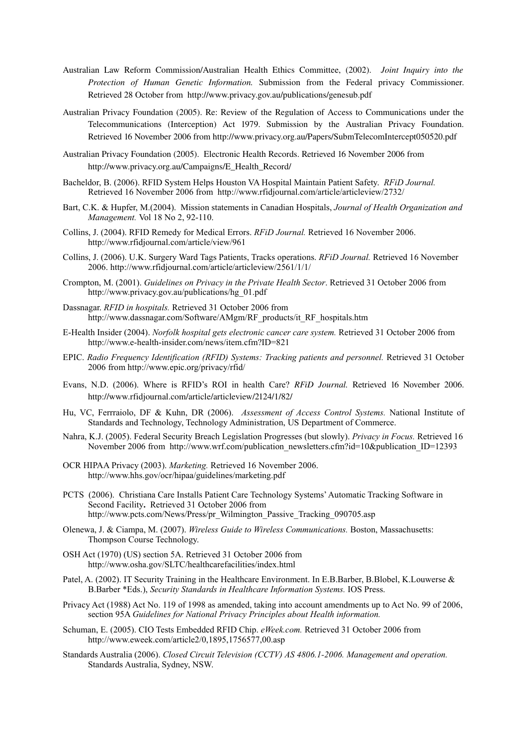Australian Law Reform Commission/Australian Health Ethics Committee, (2002). *Joint Inquiry into the Protection of Human Genetic Information.* Submission from the Federal privacy Commissioner. Retrieved 28 October from http://www.privacy.gov.au/publications/genesub.pdf

Australian Privacy Foundation (2005). Re: Review of the Regulation of Access to Communications under the Telecommunications (Interception) Act 1979. Submission by the Australian Privacy Foundation. Retrieved 16 November 2006 from http://www.privacy.org.au/Papers/SubmTelecomIntercept050520.pdf

Australian Privacy Foundation (2005). Electronic Health Records. Retrieved 16 November 2006 from http://www.privacy.org.au/Campaigns/E_Health_Record/

Bacheldor, B. (2006). RFID System Helps Houston VA Hospital Maintain Patient Safety. *RFiD Journal.* Retrieved 16 November 2006 from http://www.rfidjournal.com/article/articleview/2732/

Bart, C.K. & Hupfer, M.(2004). Mission statements in Canadian Hospitals, *Journal of Health Organization and Management.* Vol 18 No 2, 92-110.

Collins, J. (2004). RFID Remedy for Medical Errors. *RFiD Journal.* Retrieved 16 November 2006. http://www.rfidjournal.com/article/view/961

Collins, J. (2006). U.K. Surgery Ward Tags Patients, Tracks operations. *RFiD Journal.* Retrieved 16 November 2006. http://www.rfidjournal.com/article/articleview/2561/1/1/

Crompton, M. (2001). *Guidelines on Privacy in the Private Health Sector*. Retrieved 31 October 2006 from http://www.privacy.gov.au/publications/hg_01.pdf

Dassnagar. *RFID in hospitals.* Retrieved 31 October 2006 from http://www.dassnagar.com/Software/AMgm/RF_products/it_RF_hospitals.htm

E-Health Insider (2004). *Norfolk hospital gets electronic cancer care system.* Retrieved 31 October 2006 from http://www.e-health-insider.com/news/item.cfm?ID=821

EPIC. *Radio Frequency Identification (RFID) Systems: Tracking patients and personnel.* Retrieved 31 October 2006 from http://www.epic.org/privacy/rfid/

Evans, N.D. (2006). Where is RFID's ROI in health Care? *RFiD Journal.* Retrieved 16 November 2006. http://www.rfidjournal.com/article/articleview/2124/1/82/

Hu, VC, Ferrraiolo, DF & Kuhn, DR (2006). *Assessment of Access Control Systems.* National Institute of Standards and Technology, Technology Administration, US Department of Commerce.

Nahra, K.J. (2005). Federal Security Breach Legislation Progresses (but slowly). *Privacy in Focus.* Retrieved 16 November 2006 from http://www.wrf.com/publication_newsletters.cfm?id=10&publication_ID=12393

OCR HIPAA Privacy (2003). *Marketing.* Retrieved 16 November 2006. http://www.hhs.gov/ocr/hipaa/guidelines/marketing.pdf

PCTS (2006). Christiana Care Installs Patient Care Technology Systems' Automatic Tracking Software in Second Facility**.** Retrieved 31 October 2006 from http://www.pcts.com/News/Press/pr_Wilmington_Passive_Tracking_090705.asp

Olenewa, J. & Ciampa, M. (2007). *Wireless Guide to Wireless Communications.* Boston, Massachusetts: Thompson Course Technology.

OSH Act (1970) (US) section 5A. Retrieved 31 October 2006 from http://www.osha.gov/SLTC/healthcarefacilities/index.html

Patel, A. (2002). IT Security Training in the Healthcare Environment. In E.B.Barber, B.Blobel, K.Louwerse & B.Barber *Eds.), *Security Standards in Healthcare Information Systems.* IOS Press.

Privacy Act (1988) Act No. 119 of 1998 as amended, taking into account amendments up to Act No. 99 of 2006, section 95A *Guidelines for National Privacy Principles about Health information.*

Schuman, E. (2005). CIO Tests Embedded RFID Chip. *eWeek.com.* Retrieved 31 October 2006 from http://www.eweek.com/article2/0,1895,1756577,00.asp

Standards Australia (2006). *Closed Circuit Television (CCTV) AS 4806.1-2006. Management and operation.* Standards Australia, Sydney, NSW.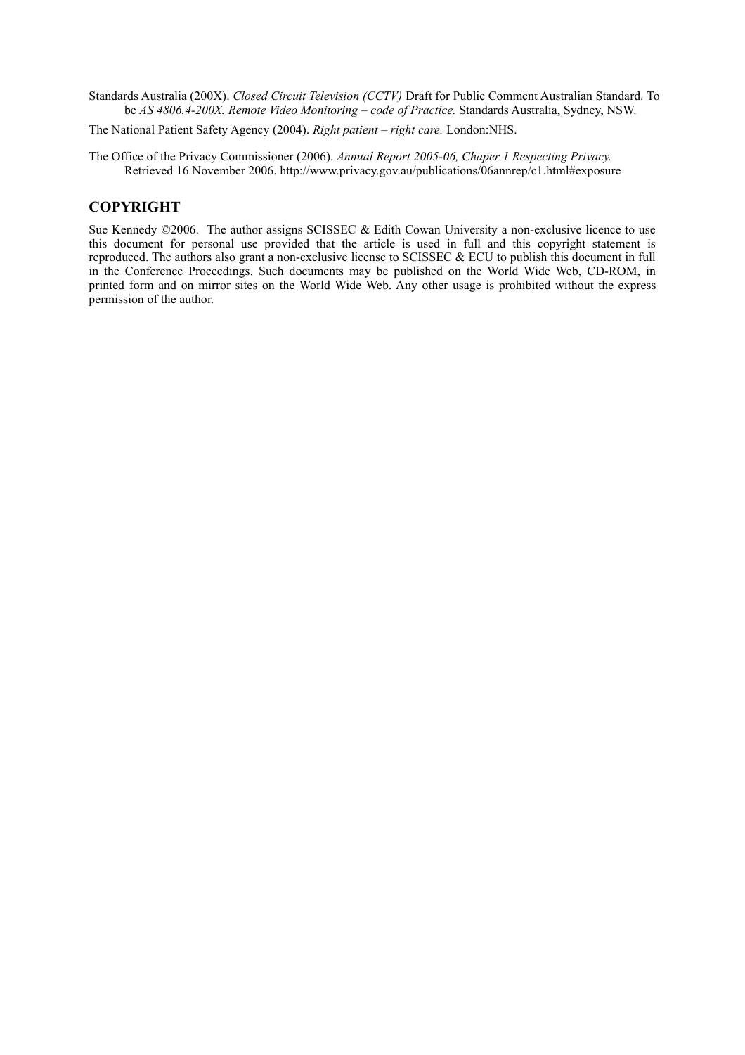Standards Australia (200X). *Closed Circuit Television (CCTV)* Draft for Public Comment Australian Standard. To be *AS 4806.4-200X. Remote Video Monitoring – code of Practice.* Standards Australia, Sydney, NSW.

The National Patient Safety Agency (2004). *Right patient – right care.* London:NHS.

The Office of the Privacy Commissioner (2006). *Annual Report 2005-06, Chaper 1 Respecting Privacy.* Retrieved 16 November 2006. http://www.privacy.gov.au/publications/06annrep/c1.html#exposure

## COPYRIGHT

Sue Kennedy ©2006. The author assigns SCISSEC & Edith Cowan University a non-exclusive licence to use this document for personal use provided that the article is used in full and this copyright statement is reproduced. The authors also grant a non-exclusive license to SCISSEC & ECU to publish this document in full in the Conference Proceedings. Such documents may be published on the World Wide Web, CD-ROM, in printed form and on mirror sites on the World Wide Web. Any other usage is prohibited without the express permission of the author.